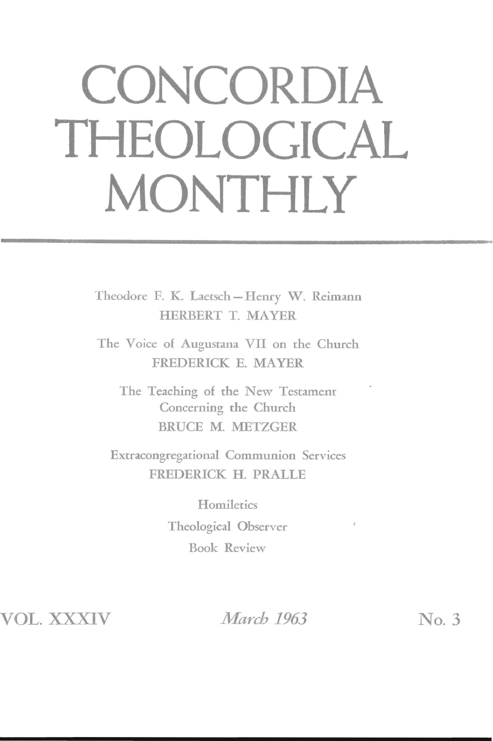# CONCORDIA THEOLOGICAL MONTHLY

Theodore F. K. Laetsch – Henry W. Reimann
HERBERT T. MAYER

The Voice of Augustana VII on the Church
FREDERICK E. MAYER

The Teaching of the New Testament Concerning the Church
BRUCE M. METZGER

Extracongregational Communion Services
FREDERICK H. PRALLE

Homiletics

Theological Observer

Book Review

VOL. XXXIV *March 1963* No. 3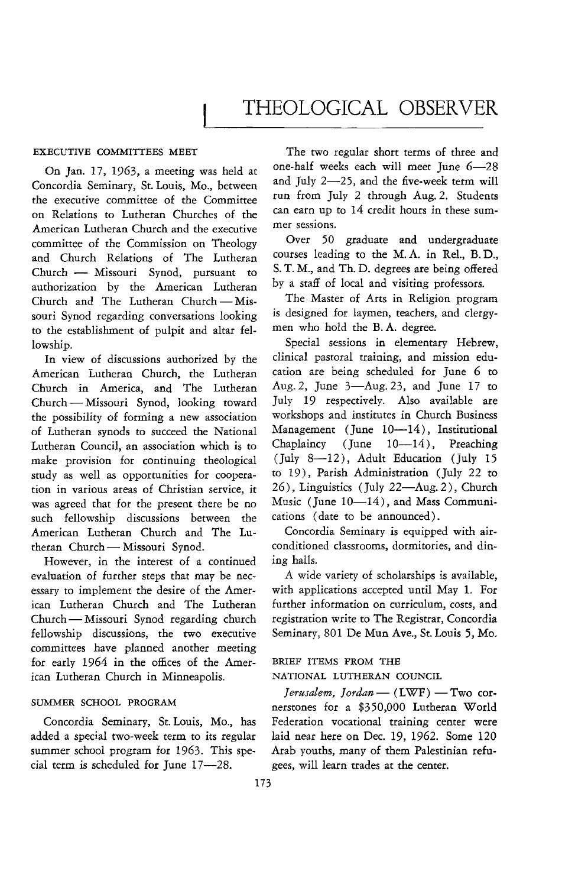# THEOLOGICAL OBSERVER

## EXECUTIVE COMMITTEES MEET

On Jan. 17, 1963, a meeting was held at Concordia Seminary, St. Louis, Mo., between the executive committee of the Committee on Relations to Lutheran Churches of the American Lutheran Church and the executive committee of the Commission on Theology and Church Relations of The Lutheran Church — Missouri Synod, pursuant to authorization by the American Lutheran Church and The Lutheran Church — Missouri Synod regarding conversations looking to the establishment of pulpit and altar fellowship.

In view of discussions authorized by the American Lutheran Church, the Lutheran Church in America, and The Lutheran Church — Missouri Synod, looking toward the possibility of forming a new association of Lutheran synods to succeed the National Lutheran Council, an association which is to make provision for continuing theological study as well as opportunities for cooperation in various areas of Christian service, it was agreed that for the present there be no such fellowship discussions between the American Lutheran Church and The Lutheran Church — Missouri Synod.

However, in the interest of a continued evaluation of further steps that may be necessary to implement the desire of the American Lutheran Church and The Lutheran Church — Missouri Synod regarding church fellowship discussions, the two executive committees have planned another meeting for early 1964 in the offices of the American Lutheran Church in Minneapolis.

## SUMMER SCHOOL PROGRAM

Concordia Seminary, St. Louis, Mo., has added a special two-week term to its regular summer school program for 1963. This special term is scheduled for June 17—28.

The two regular short terms of three and one-half weeks each will meet June 6—28 and July 2—25, and the five-week term will run from July 2 through Aug. 2. Students can earn up to 14 credit hours in these summer sessions.

Over 50 graduate and undergraduate courses leading to the M. A. in Rel., B. D., S. T. M., and Th. D. degrees are being offered by a staff of local and visiting professors.

The Master of Arts in Religion program is designed for laymen, teachers, and clergymen who hold the B. A. degree.

Special sessions in elementary Hebrew, clinical pastoral training, and mission education are being scheduled for June 6 to Aug. 2, June 3—Aug. 23, and June 17 to July 19 respectively. Also available are workshops and institutes in Church Business Management (June 10—14), Institutional Chaplaincy (June 10—14), Preaching (July 8—12), Adult Education (July 15 to 19), Parish Administration (July 22 to 26), Linguistics (July 22—Aug. 2), Church Music (June 10—14), and Mass Communications (date to be announced).

Concordia Seminary is equipped with air-conditioned classrooms, dormitories, and dining halls.

A wide variety of scholarships is available, with applications accepted until May 1. For further information on curriculum, costs, and registration write to The Registrar, Concordia Seminary, 801 De Mun Ave., St. Louis 5, Mo.

## BRIEF ITEMS FROM THE NATIONAL LUTHERAN COUNCIL

*Jerusalem, Jordan* — (LWF) — Two cornerstones for a $350,000 Lutheran World Federation vocational training center were laid near here on Dec. 19, 1962. Some 120 Arab youths, many of them Palestinian refugees, will learn trades at the center.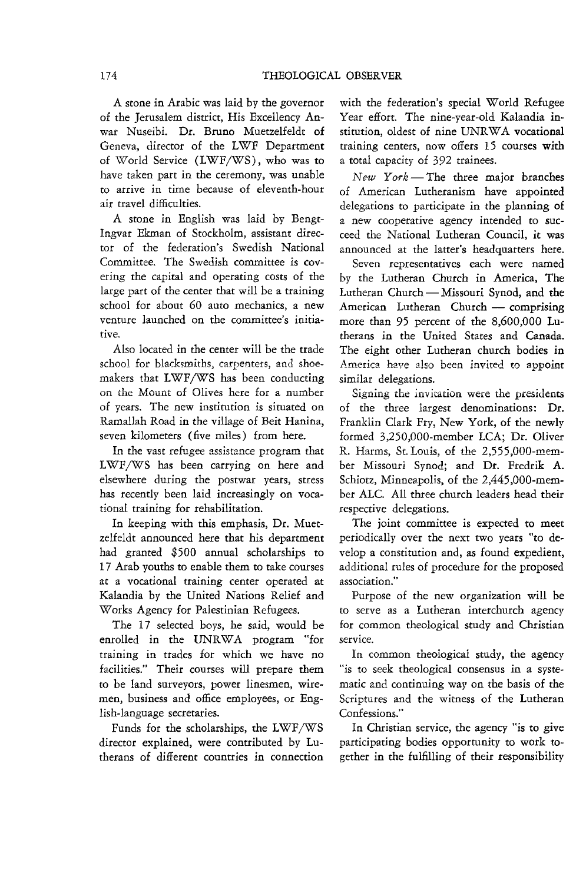A stone in Arabic was laid by the governor of the Jerusalem district, His Excellency Anwar Nuseibi. Dr. Bruno Muetzelfeldt of Geneva, director of the LWF Department of World Service (LWF/WS), who was to have taken part in the ceremony, was unable to arrive in time because of eleventh-hour air travel difficulties.

A stone in English was laid by Bengt-Ingvar Ekman of Stockholm, assistant director of the federation's Swedish National Committee. The Swedish committee is covering the capital and operating costs of the large part of the center that will be a training school for about 60 auto mechanics, a new venture launched on the committee's initiative.

Also located in the center will be the trade school for blacksmiths, carpenters, and shoemakers that LWF/WS has been conducting on the Mount of Olives here for a number of years. The new institution is situated on Ramallah Road in the village of Beit Hanina, seven kilometers (five miles) from here.

In the vast refugee assistance program that LWF/WS has been carrying on here and elsewhere during the postwar years, stress has recently been laid increasingly on vocational training for rehabilitation.

In keeping with this emphasis, Dr. Muetzelfeldt announced here that his department had granted $500 annual scholarships to 17 Arab youths to enable them to take courses at a vocational training center operated at Kalandia by the United Nations Relief and Works Agency for Palestinian Refugees.

The 17 selected boys, he said, would be enrolled in the UNRWA program "for training in trades for which we have no facilities." Their courses will prepare them to be land surveyors, power linesmen, wiremen, business and office employees, or English-language secretaries.

Funds for the scholarships, the LWF/WS director explained, were contributed by Lutherans of different countries in connection with the federation's special World Refugee Year effort. The nine-year-old Kalandia institution, oldest of nine UNRWA vocational training centers, now offers 15 courses with a total capacity of 392 trainees.

*New York* — The three major branches of American Lutheranism have appointed delegations to participate in the planning of a new cooperative agency intended to succeed the National Lutheran Council, it was announced at the latter's headquarters here.

Seven representatives each were named by the Lutheran Church in America, The Lutheran Church — Missouri Synod, and the American Lutheran Church — comprising more than 95 percent of the 8,600,000 Lutherans in the United States and Canada. The eight other Lutheran church bodies in America have also been invited to appoint similar delegations.

Signing the invitation were the presidents of the three largest denominations: Dr. Franklin Clark Fry, New York, of the newly formed 3,250,000-member LCA; Dr. Oliver R. Harms, St. Louis, of the 2,555,000-member Missouri Synod; and Dr. Fredrik A. Schiotz, Minneapolis, of the 2,445,000-member ALC. All three church leaders head their respective delegations.

The joint committee is expected to meet periodically over the next two years "to develop a constitution and, as found expedient, additional rules of procedure for the proposed association."

Purpose of the new organization will be to serve as a Lutheran interchurch agency for common theological study and Christian service.

In common theological study, the agency "is to seek theological consensus in a systematic and continuing way on the basis of the Scriptures and the witness of the Lutheran Confessions."

In Christian service, the agency "is to give participating bodies opportunity to work together in the fulfilling of their responsibility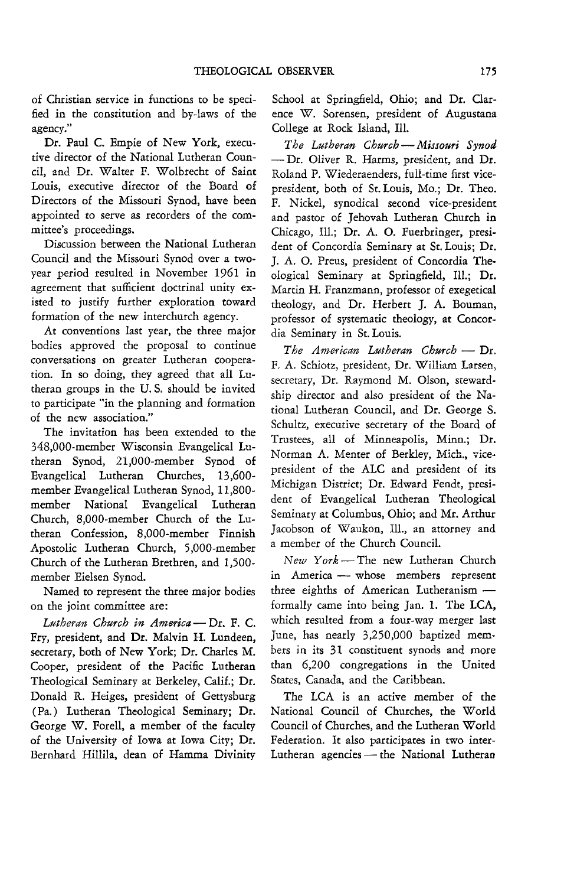of Christian service in functions to be specified in the constitution and by-laws of the agency."

Dr. Paul C. Empie of New York, executive director of the National Lutheran Council, and Dr. Walter F. Wolbrecht of Saint Louis, executive director of the Board of Directors of the Missouri Synod, have been appointed to serve as recorders of the committee's proceedings.

Discussion between the National Lutheran Council and the Missouri Synod over a two-year period resulted in November 1961 in agreement that sufficient doctrinal unity existed to justify further exploration toward formation of the new interchurch agency.

At conventions last year, the three major bodies approved the proposal to continue conversations on greater Lutheran cooperation. In so doing, they agreed that all Lutheran groups in the U. S. should be invited to participate "in the planning and formation of the new association."

The invitation has been extended to the 348,000-member Wisconsin Evangelical Lutheran Synod, 21,000-member Synod of Evangelical Lutheran Churches, 13,600-member Evangelical Lutheran Synod, 11,800-member National Evangelical Lutheran Church, 8,000-member Church of the Lutheran Confession, 8,000-member Finnish Apostolic Lutheran Church, 5,000-member Church of the Lutheran Brethren, and 1,500-member Eielsen Synod.

Named to represent the three major bodies on the joint committee are:

*Lutheran Church in America* — Dr. F. C. Fry, president, and Dr. Malvin H. Lundeen, secretary, both of New York; Dr. Charles M. Cooper, president of the Pacific Lutheran Theological Seminary at Berkeley, Calif.; Dr. Donald R. Heiges, president of Gettysburg (Pa.) Lutheran Theological Seminary; Dr. George W. Forell, a member of the faculty of the University of Iowa at Iowa City; Dr. Bernhard Hillila, dean of Hamma Divinity School at Springfield, Ohio; and Dr. Clarence W. Sorensen, president of Augustana College at Rock Island, Ill.

*The Lutheran Church — Missouri Synod* — Dr. Oliver R. Harms, president, and Dr. Roland P. Wiederaenders, full-time first vice-president, both of St. Louis, Mo.; Dr. Theo. F. Nickel, synodical second vice-president and pastor of Jehovah Lutheran Church in Chicago, Ill.; Dr. A. O. Fuerbringer, president of Concordia Seminary at St. Louis; Dr. J. A. O. Preus, president of Concordia Theological Seminary at Springfield, Ill.; Dr. Martin H. Franzmann, professor of exegetical theology, and Dr. Herbert J. A. Bouman, professor of systematic theology, at Concordia Seminary in St. Louis.

*The American Lutheran Church* — Dr. F. A. Schiotz, president, Dr. William Larsen, secretary, Dr. Raymond M. Olson, stewardship director and also president of the National Lutheran Council, and Dr. George S. Schultz, executive secretary of the Board of Trustees, all of Minneapolis, Minn.; Dr. Norman A. Menter of Berkley, Mich., vice-president of the ALC and president of its Michigan District; Dr. Edward Fendt, president of Evangelical Lutheran Theological Seminary at Columbus, Ohio; and Mr. Arthur Jacobson of Waukon, Ill., an attorney and a member of the Church Council.

*New York* — The new Lutheran Church in America — whose members represent three eighths of American Lutheranism — formally came into being Jan. 1. The LCA, which resulted from a four-way merger last June, has nearly 3,250,000 baptized members in its 31 constituent synods and more than 6,200 congregations in the United States, Canada, and the Caribbean.

The LCA is an active member of the National Council of Churches, the World Council of Churches, and the Lutheran World Federation. It also participates in two inter-Lutheran agencies — the National Lutheran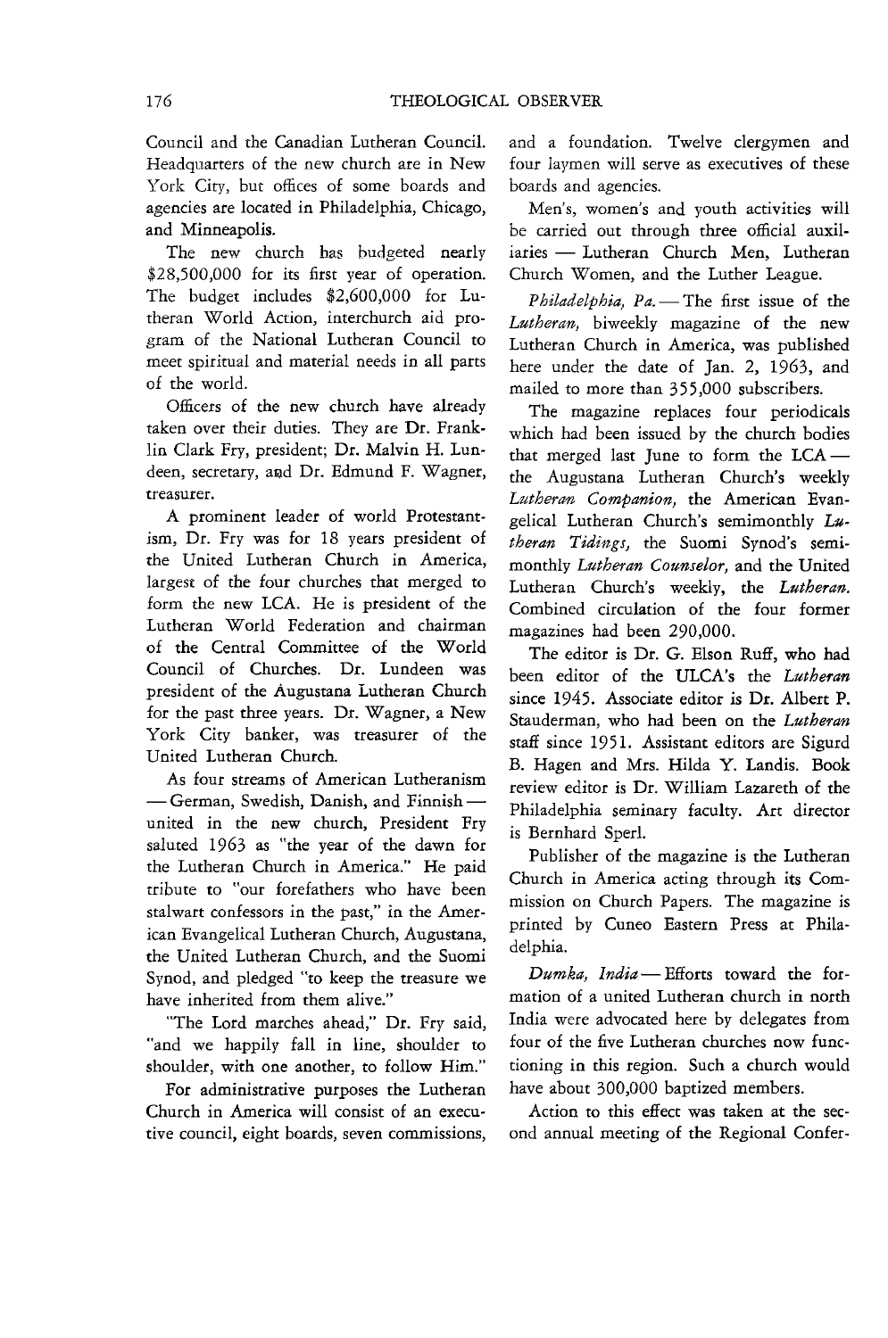Council and the Canadian Lutheran Council. Headquarters of the new church are in New York City, but offices of some boards and agencies are located in Philadelphia, Chicago, and Minneapolis.

The new church has budgeted nearly $28,500,000 for its first year of operation. The budget includes $2,600,000 for Lutheran World Action, interchurch aid program of the National Lutheran Council to meet spiritual and material needs in all parts of the world.

Officers of the new church have already taken over their duties. They are Dr. Franklin Clark Fry, president; Dr. Malvin H. Lundeen, secretary, and Dr. Edmund F. Wagner, treasurer.

A prominent leader of world Protestantism, Dr. Fry was for 18 years president of the United Lutheran Church in America, largest of the four churches that merged to form the new LCA. He is president of the Lutheran World Federation and chairman of the Central Committee of the World Council of Churches. Dr. Lundeen was president of the Augustana Lutheran Church for the past three years. Dr. Wagner, a New York City banker, was treasurer of the United Lutheran Church.

As four streams of American Lutheranism — German, Swedish, Danish, and Finnish — united in the new church, President Fry saluted 1963 as "the year of the dawn for the Lutheran Church in America." He paid tribute to "our forefathers who have been stalwart confessors in the past," in the American Evangelical Lutheran Church, Augustana, the United Lutheran Church, and the Suomi Synod, and pledged "to keep the treasure we have inherited from them alive."

"The Lord marches ahead," Dr. Fry said, "and we happily fall in line, shoulder to shoulder, with one another, to follow Him."

For administrative purposes the Lutheran Church in America will consist of an executive council, eight boards, seven commissions, and a foundation. Twelve clergymen and four laymen will serve as executives of these boards and agencies.

Men's, women's and youth activities will be carried out through three official auxiliaries — Lutheran Church Men, Lutheran Church Women, and the Luther League.

*Philadelphia, Pa.* — The first issue of the *Lutheran*, biweekly magazine of the new Lutheran Church in America, was published here under the date of Jan. 2, 1963, and mailed to more than 355,000 subscribers.

The magazine replaces four periodicals which had been issued by the church bodies that merged last June to form the LCA — the Augustana Lutheran Church's weekly *Lutheran Companion*, the American Evangelical Lutheran Church's semimonthly *Lutheran Tidings*, the Suomi Synod's semimonthly *Lutheran Counselor*, and the United Lutheran Church's weekly, the *Lutheran*. Combined circulation of the four former magazines had been 290,000.

The editor is Dr. G. Elson Ruff, who had been editor of the ULCA's the *Lutheran* since 1945. Associate editor is Dr. Albert P. Stauderman, who had been on the *Lutheran* staff since 1951. Assistant editors are Sigurd B. Hagen and Mrs. Hilda Y. Landis. Book review editor is Dr. William Lazareth of the Philadelphia seminary faculty. Art director is Bernhard Sperl.

Publisher of the magazine is the Lutheran Church in America acting through its Commission on Church Papers. The magazine is printed by Cuneo Eastern Press at Philadelphia.

*Dumka, India* — Efforts toward the formation of a united Lutheran church in north India were advocated here by delegates from four of the five Lutheran churches now functioning in this region. Such a church would have about 300,000 baptized members.

Action to this effect was taken at the second annual meeting of the Regional Confer-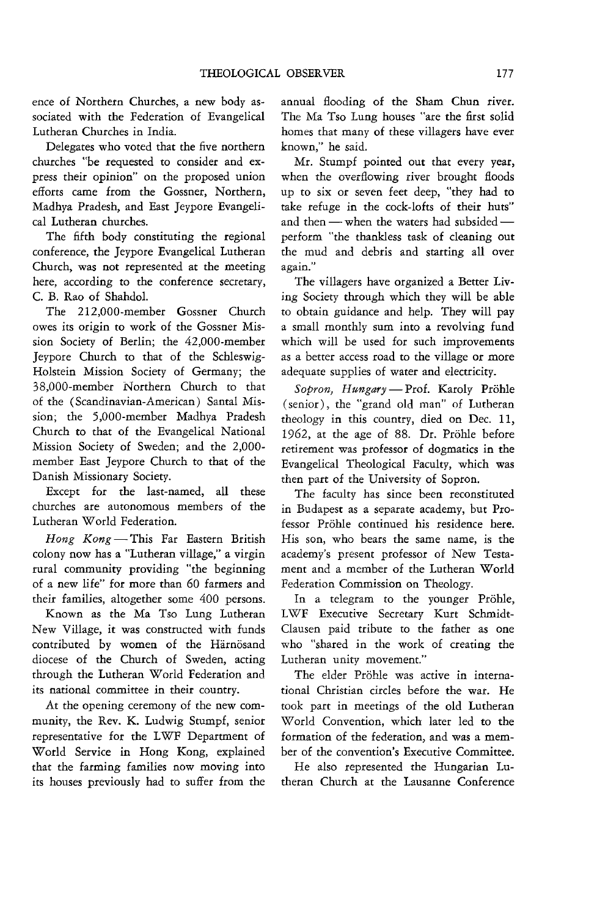ence of Northern Churches, a new body associated with the Federation of Evangelical Lutheran Churches in India.

Delegates who voted that the five northern churches "be requested to consider and express their opinion" on the proposed union efforts came from the Gossner, Northern, Madhya Pradesh, and East Jeypore Evangelical Lutheran churches.

The fifth body constituting the regional conference, the Jeypore Evangelical Lutheran Church, was not represented at the meeting here, according to the conference secretary, C. B. Rao of Shahdol.

The 212,000-member Gossner Church owes its origin to work of the Gossner Mission Society of Berlin; the 42,000-member Jeypore Church to that of the Schleswig-Holstein Mission Society of Germany; the 38,000-member Northern Church to that of the (Scandinavian-American) Santal Mission; the 5,000-member Madhya Pradesh Church to that of the Evangelical National Mission Society of Sweden; and the 2,000-member East Jeypore Church to that of the Danish Missionary Society.

Except for the last-named, all these churches are autonomous members of the Lutheran World Federation.

*Hong Kong* — This Far Eastern British colony now has a "Lutheran village," a virgin rural community providing "the beginning of a new life" for more than 60 farmers and their families, altogether some 400 persons.

Known as the Ma Tso Lung Lutheran New Village, it was constructed with funds contributed by women of the Härnösand diocese of the Church of Sweden, acting through the Lutheran World Federation and its national committee in their country.

At the opening ceremony of the new community, the Rev. K. Ludwig Stumpf, senior representative for the LWF Department of World Service in Hong Kong, explained that the farming families now moving into its houses previously had to suffer from the annual flooding of the Sham Chun river. The Ma Tso Lung houses "are the first solid homes that many of these villagers have ever known," he said.

Mr. Stumpf pointed out that every year, when the overflowing river brought floods up to six or seven feet deep, "they had to take refuge in the cock-lofts of their huts" and then — when the waters had subsided — perform "the thankless task of cleaning out the mud and debris and starting all over again."

The villagers have organized a Better Living Society through which they will be able to obtain guidance and help. They will pay a small monthly sum into a revolving fund which will be used for such improvements as a better access road to the village or more adequate supplies of water and electricity.

*Sopron, Hungary* — Prof. Karoly Pröhle (senior), the "grand old man" of Lutheran theology in this country, died on Dec. 11, 1962, at the age of 88. Dr. Pröhle before retirement was professor of dogmatics in the Evangelical Theological Faculty, which was then part of the University of Sopron.

The faculty has since been reconstituted in Budapest as a separate academy, but Professor Pröhle continued his residence here. His son, who bears the same name, is the academy's present professor of New Testament and a member of the Lutheran World Federation Commission on Theology.

In a telegram to the younger Pröhle, LWF Executive Secretary Kurt Schmidt-Clausen paid tribute to the father as one who "shared in the work of creating the Lutheran unity movement."

The elder Pröhle was active in international Christian circles before the war. He took part in meetings of the old Lutheran World Convention, which later led to the formation of the federation, and was a member of the convention's Executive Committee.

He also represented the Hungarian Lutheran Church at the Lausanne Conference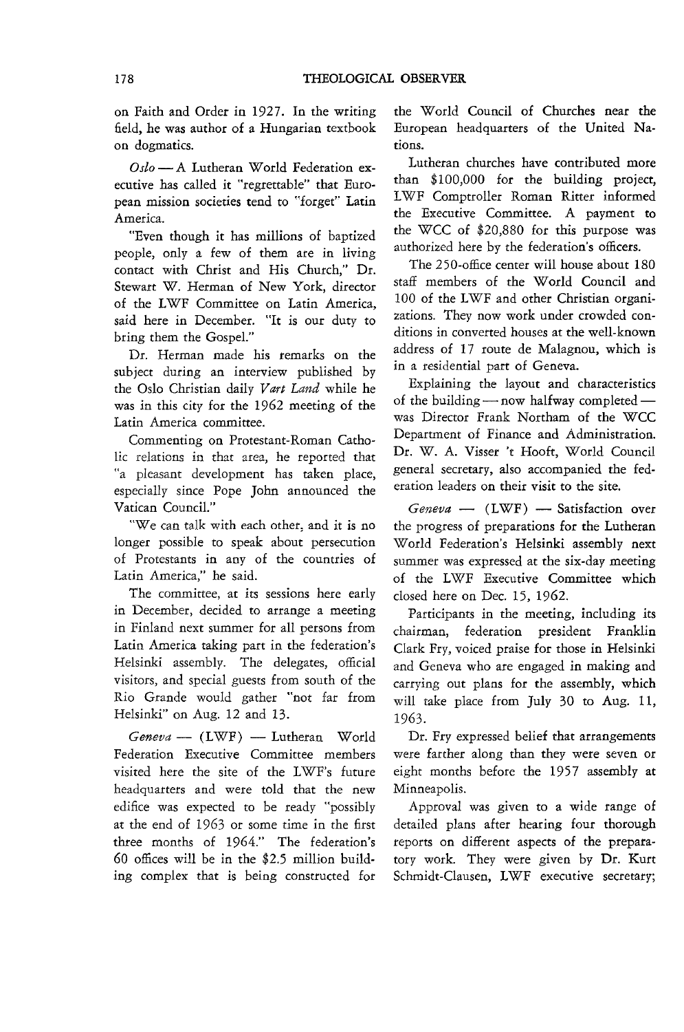on Faith and Order in 1927. In the writing field, he was author of a Hungarian textbook on dogmatics.

*Oslo* — A Lutheran World Federation executive has called it "regrettable" that European mission societies tend to "forget" Latin America.

"Even though it has millions of baptized people, only a few of them are in living contact with Christ and His Church," Dr. Stewart W. Herman of New York, director of the LWF Committee on Latin America, said here in December. "It is our duty to bring them the Gospel."

Dr. Herman made his remarks on the subject during an interview published by the Oslo Christian daily *Vart Land* while he was in this city for the 1962 meeting of the Latin America committee.

Commenting on Protestant-Roman Catholic relations in that area, he reported that "a pleasant development has taken place, especially since Pope John announced the Vatican Council."

"We can talk with each other, and it is no longer possible to speak about persecution of Protestants in any of the countries of Latin America," he said.

The committee, at its sessions here early in December, decided to arrange a meeting in Finland next summer for all persons from Latin America taking part in the federation's Helsinki assembly. The delegates, official visitors, and special guests from south of the Rio Grande would gather "not far from Helsinki" on Aug. 12 and 13.

*Geneva* — (LWF) — Lutheran World Federation Executive Committee members visited here the site of the LWF's future headquarters and were told that the new edifice was expected to be ready "possibly at the end of 1963 or some time in the first three months of 1964." The federation's 60 offices will be in the $2.5 million building complex that is being constructed for the World Council of Churches near the European headquarters of the United Nations.

Lutheran churches have contributed more than $100,000 for the building project, LWF Comptroller Roman Ritter informed the Executive Committee. A payment to the WCC of $20,880 for this purpose was authorized here by the federation's officers.

The 250-office center will house about 180 staff members of the World Council and 100 of the LWF and other Christian organizations. They now work under crowded conditions in converted houses at the well-known address of 17 route de Malagnou, which is in a residential part of Geneva.

Explaining the layout and characteristics of the building — now halfway completed — was Director Frank Northam of the WCC Department of Finance and Administration. Dr. W. A. Visser 't Hooft, World Council general secretary, also accompanied the federation leaders on their visit to the site.

*Geneva* — (LWF) — Satisfaction over the progress of preparations for the Lutheran World Federation's Helsinki assembly next summer was expressed at the six-day meeting of the LWF Executive Committee which closed here on Dec. 15, 1962.

Participants in the meeting, including its chairman, federation president Franklin Clark Fry, voiced praise for those in Helsinki and Geneva who are engaged in making and carrying out plans for the assembly, which will take place from July 30 to Aug. 11, 1963.

Dr. Fry expressed belief that arrangements were farther along than they were seven or eight months before the 1957 assembly at Minneapolis.

Approval was given to a wide range of detailed plans after hearing four thorough reports on different aspects of the preparatory work. They were given by Dr. Kurt Schmidt-Clausen, LWF executive secretary;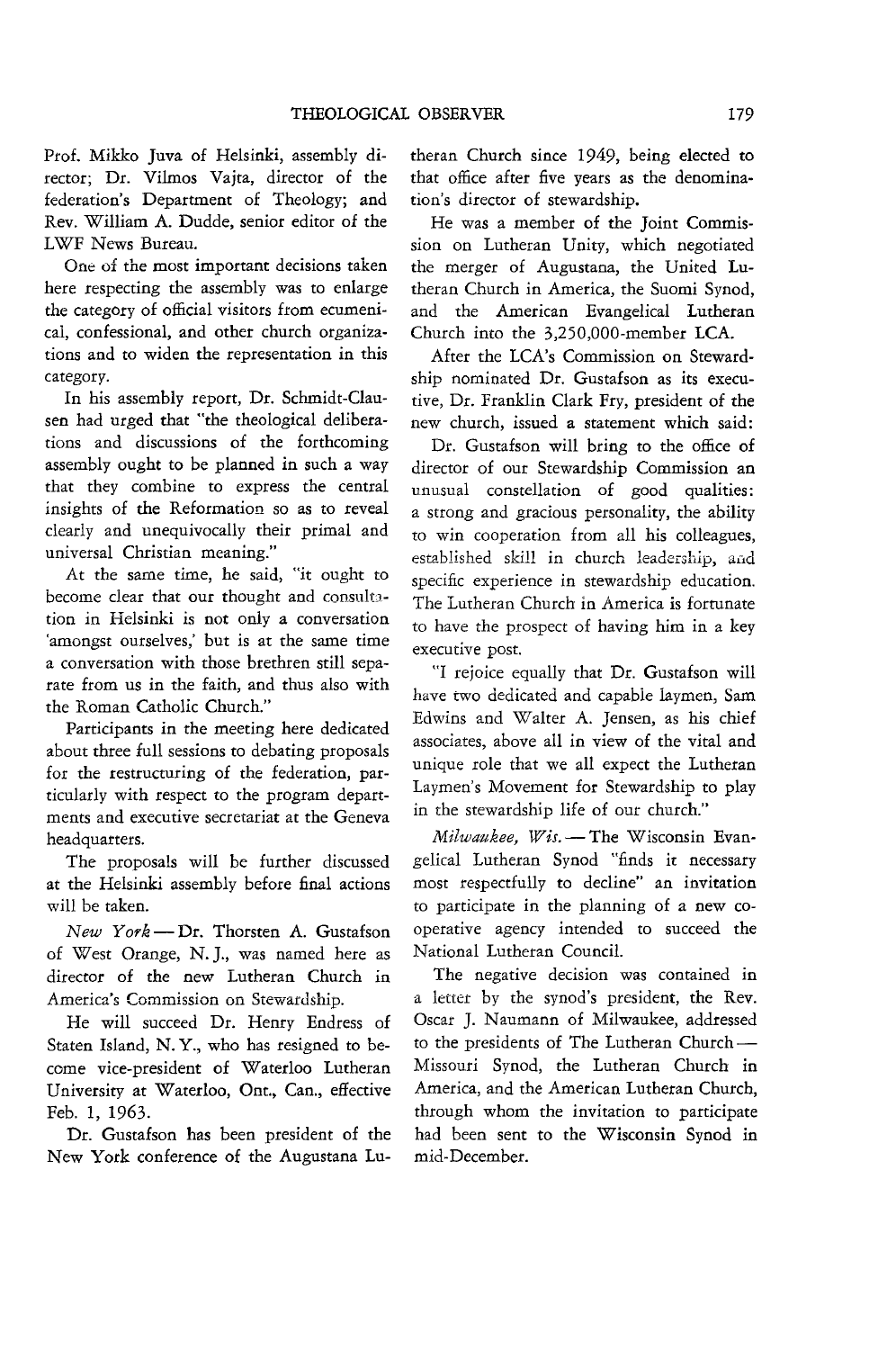Prof. Mikko Juva of Helsinki, assembly director; Dr. Vilmos Vajta, director of the federation's Department of Theology; and Rev. William A. Dudde, senior editor of the LWF News Bureau.

One of the most important decisions taken here respecting the assembly was to enlarge the category of official visitors from ecumenical, confessional, and other church organizations and to widen the representation in this category.

In his assembly report, Dr. Schmidt-Clausen had urged that "the theological deliberations and discussions of the forthcoming assembly ought to be planned in such a way that they combine to express the central insights of the Reformation so as to reveal clearly and unequivocally their primal and universal Christian meaning."

At the same time, he said, "it ought to become clear that our thought and consultation in Helsinki is not only a conversation 'amongst ourselves,' but is at the same time a conversation with those brethren still separate from us in the faith, and thus also with the Roman Catholic Church."

Participants in the meeting here dedicated about three full sessions to debating proposals for the restructuring of the federation, particularly with respect to the program departments and executive secretariat at the Geneva headquarters.

The proposals will be further discussed at the Helsinki assembly before final actions will be taken.

*New York* — Dr. Thorsten A. Gustafson of West Orange, N. J., was named here as director of the new Lutheran Church in America's Commission on Stewardship.

He will succeed Dr. Henry Endress of Staten Island, N. Y., who has resigned to become vice-president of Waterloo Lutheran University at Waterloo, Ont., Can., effective Feb. 1, 1963.

Dr. Gustafson has been president of the New York conference of the Augustana Lutheran Church since 1949, being elected to that office after five years as the denomination's director of stewardship.

He was a member of the Joint Commission on Lutheran Unity, which negotiated the merger of Augustana, the United Lutheran Church in America, the Suomi Synod, and the American Evangelical Lutheran Church into the 3,250,000-member LCA.

After the LCA's Commission on Stewardship nominated Dr. Gustafson as its executive, Dr. Franklin Clark Fry, president of the new church, issued a statement which said:

Dr. Gustafson will bring to the office of director of our Stewardship Commission an unusual constellation of good qualities: a strong and gracious personality, the ability to win cooperation from all his colleagues, established skill in church leadership, and specific experience in stewardship education. The Lutheran Church in America is fortunate to have the prospect of having him in a key executive post.

"I rejoice equally that Dr. Gustafson will have two dedicated and capable laymen, Sam Edwins and Walter A. Jensen, as his chief associates, above all in view of the vital and unique role that we all expect the Lutheran Laymen's Movement for Stewardship to play in the stewardship life of our church."

*Milwaukee, Wis.* — The Wisconsin Evangelical Lutheran Synod "finds it necessary most respectfully to decline" an invitation to participate in the planning of a new cooperative agency intended to succeed the National Lutheran Council.

The negative decision was contained in a letter by the synod's president, the Rev. Oscar J. Naumann of Milwaukee, addressed to the presidents of The Lutheran Church — Missouri Synod, the Lutheran Church in America, and the American Lutheran Church, through whom the invitation to participate had been sent to the Wisconsin Synod in mid-December.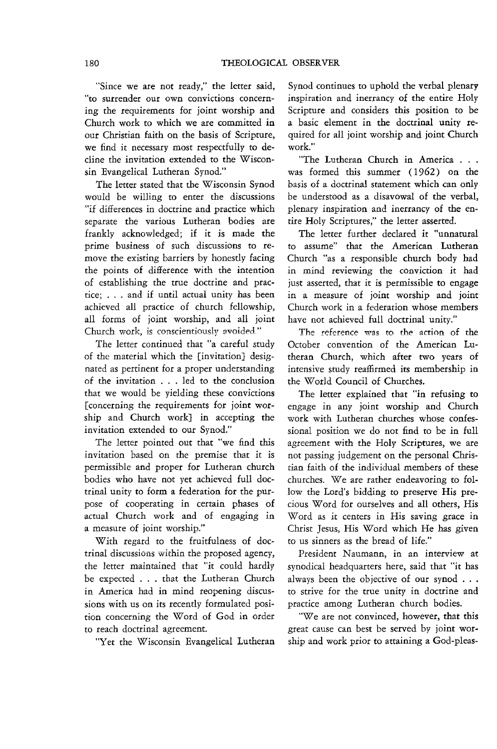"Since we are not ready," the letter said, "to surrender our own convictions concerning the requirements for joint worship and Church work to which we are committed in our Christian faith on the basis of Scripture, we find it necessary most respectfully to decline the invitation extended to the Wisconsin Evangelical Lutheran Synod."

The letter stated that the Wisconsin Synod would be willing to enter the discussions "if differences in doctrine and practice which separate the various Lutheran bodies are frankly acknowledged; if it is made the prime business of such discussions to remove the existing barriers by honestly facing the points of difference with the intention of establishing the true doctrine and practice; . . . and if until actual unity has been achieved all practice of church fellowship, all forms of joint worship, and all joint Church work, is conscientiously avoided."

The letter continued that "a careful study of the material which the [invitation] designated as pertinent for a proper understanding of the invitation . . . led to the conclusion that we would be yielding these convictions [concerning the requirements for joint worship and Church work] in accepting the invitation extended to our Synod."

The letter pointed out that "we find this invitation based on the premise that it is permissible and proper for Lutheran church bodies who have not yet achieved full doctrinal unity to form a federation for the purpose of cooperating in certain phases of actual Church work and of engaging in a measure of joint worship."

With regard to the fruitfulness of doctrinal discussions within the proposed agency, the letter maintained that "it could hardly be expected . . . that the Lutheran Church in America had in mind reopening discussions with us on its recently formulated position concerning the Word of God in order to reach doctrinal agreement.

"Yet the Wisconsin Evangelical Lutheran Synod continues to uphold the verbal plenary inspiration and inerrancy of the entire Holy Scripture and considers this position to be a basic element in the doctrinal unity required for all joint worship and joint Church work."

"The Lutheran Church in America . . . was formed this summer (1962) on the basis of a doctrinal statement which can only be understood as a disavowal of the verbal, plenary inspiration and inerrancy of the entire Holy Scriptures," the letter asserted.

The letter further declared it "unnatural to assume" that the American Lutheran Church "as a responsible church body had in mind reviewing the conviction it had just asserted, that it is permissible to engage in a measure of joint worship and joint Church work in a federation whose members have not achieved full doctrinal unity."

The reference was to the action of the October convention of the American Lutheran Church, which after two years of intensive study reaffirmed its membership in the World Council of Churches.

The letter explained that "in refusing to engage in any joint worship and Church work with Lutheran churches whose confessional position we do not find to be in full agreement with the Holy Scriptures, we are not passing judgement on the personal Christian faith of the individual members of these churches. We are rather endeavoring to follow the Lord's bidding to preserve His precious Word for ourselves and all others, His Word as it centers in His saving grace in Christ Jesus, His Word which He has given to us sinners as the bread of life."

President Naumann, in an interview at synodical headquarters here, said that "it has always been the objective of our synod . . . to strive for the true unity in doctrine and practice among Lutheran church bodies.

"We are not convinced, however, that this great cause can best be served by joint worship and work prior to attaining a God-pleas-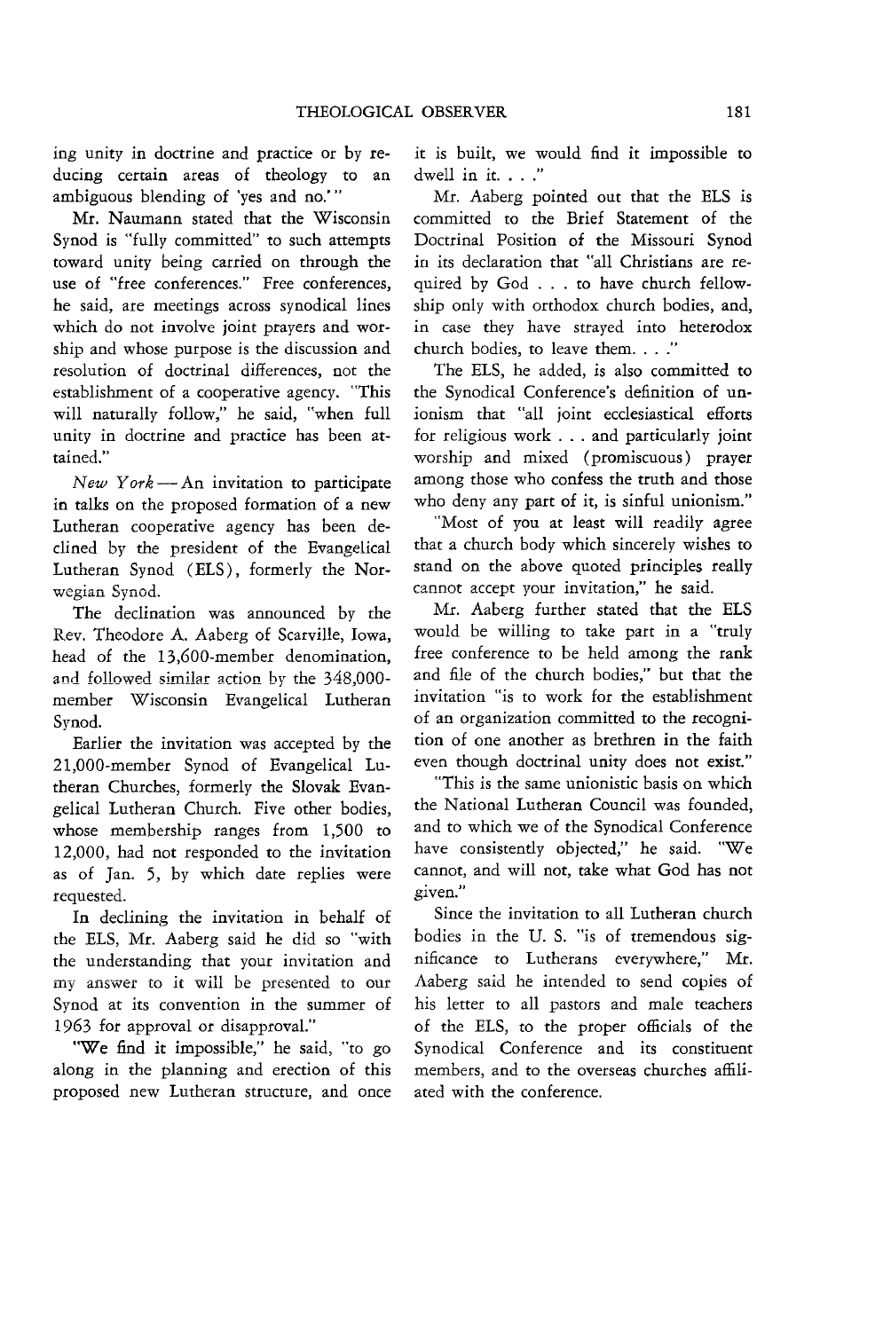ing unity in doctrine and practice or by reducing certain areas of theology to an ambiguous blending of 'yes and no.'"

Mr. Naumann stated that the Wisconsin Synod is "fully committed" to such attempts toward unity being carried on through the use of "free conferences." Free conferences, he said, are meetings across synodical lines which do not involve joint prayers and worship and whose purpose is the discussion and resolution of doctrinal differences, not the establishment of a cooperative agency. "This will naturally follow," he said, "when full unity in doctrine and practice has been attained."

*New York* — An invitation to participate in talks on the proposed formation of a new Lutheran cooperative agency has been declined by the president of the Evangelical Lutheran Synod (ELS), formerly the Norwegian Synod.

The declination was announced by the Rev. Theodore A. Aaberg of Scarville, Iowa, head of the 13,600-member denomination, and followed similar action by the 348,000-member Wisconsin Evangelical Lutheran Synod.

Earlier the invitation was accepted by the 21,000-member Synod of Evangelical Lutheran Churches, formerly the Slovak Evangelical Lutheran Church. Five other bodies, whose membership ranges from 1,500 to 12,000, had not responded to the invitation as of Jan. 5, by which date replies were requested.

In declining the invitation in behalf of the ELS, Mr. Aaberg said he did so "with the understanding that your invitation and my answer to it will be presented to our Synod at its convention in the summer of 1963 for approval or disapproval."

"We find it impossible," he said, "to go along in the planning and erection of this proposed new Lutheran structure, and once it is built, we would find it impossible to dwell in it. . . ."

Mr. Aaberg pointed out that the ELS is committed to the Brief Statement of the Doctrinal Position of the Missouri Synod in its declaration that "all Christians are required by God . . . to have church fellowship only with orthodox church bodies, and, in case they have strayed into heterodox church bodies, to leave them. . . ."

The ELS, he added, is also committed to the Synodical Conference's definition of unionism that "all joint ecclesiastical efforts for religious work . . . and particularly joint worship and mixed (promiscuous) prayer among those who confess the truth and those who deny any part of it, is sinful unionism."

"Most of you at least will readily agree that a church body which sincerely wishes to stand on the above quoted principles really cannot accept your invitation," he said.

Mr. Aaberg further stated that the ELS would be willing to take part in a "truly free conference to be held among the rank and file of the church bodies," but that the invitation "is to work for the establishment of an organization committed to the recognition of one another as brethren in the faith even though doctrinal unity does not exist."

"This is the same unionistic basis on which the National Lutheran Council was founded, and to which we of the Synodical Conference have consistently objected," he said. "We cannot, and will not, take what God has not given."

Since the invitation to all Lutheran church bodies in the U. S. "is of tremendous significance to Lutherans everywhere," Mr. Aaberg said he intended to send copies of his letter to all pastors and male teachers of the ELS, to the proper officials of the Synodical Conference and its constituent members, and to the overseas churches affiliated with the conference.